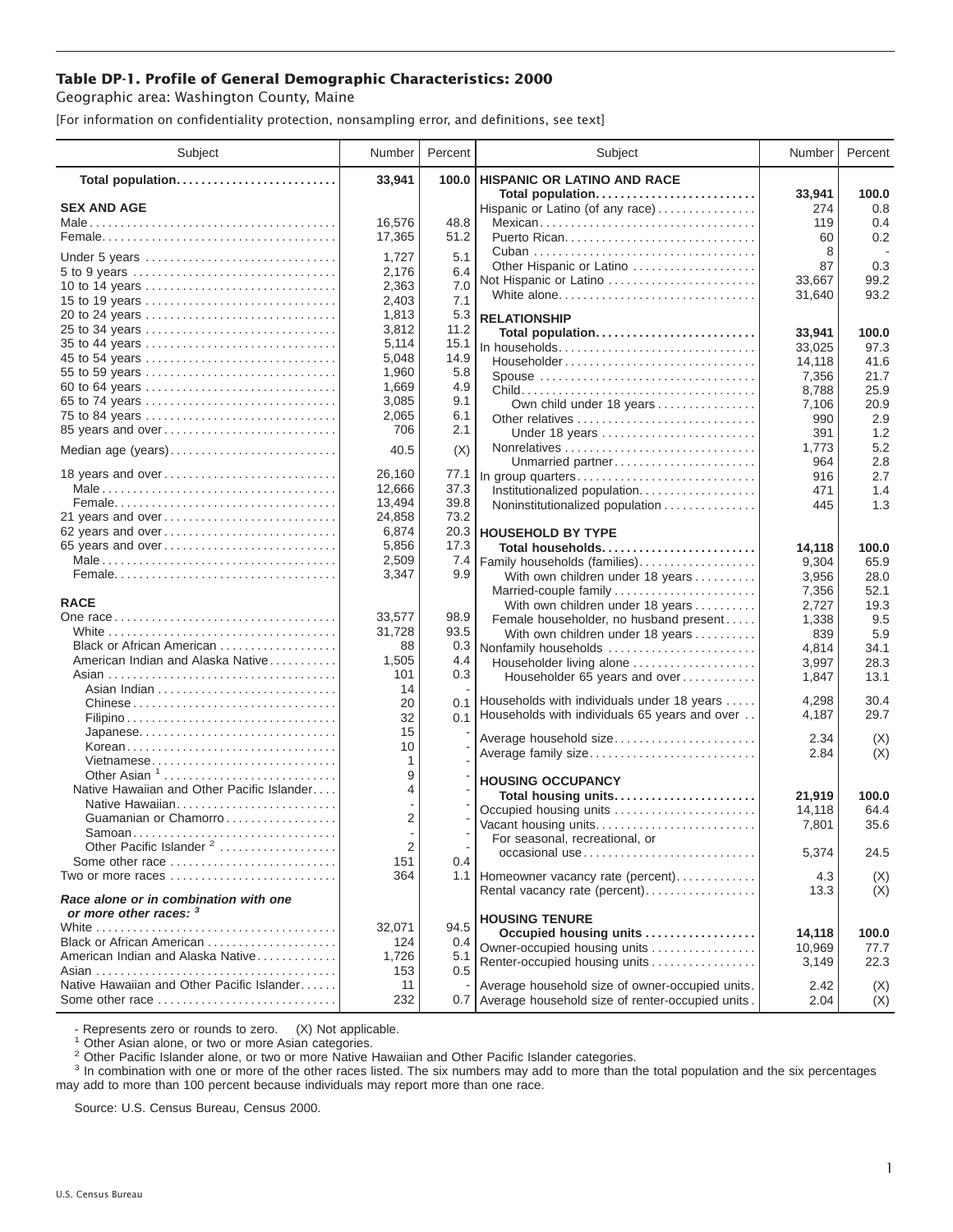# Table DP-1. Profile of General Demographic Characteristics: 2000

Geographic area: Washington County, Maine

[For information on confidentiality protection, nonsampling error, and definitions, see text]

| Subject | Number | Percent |
|---|---|---|
| **Total population** | **33,941** | **100.0** |
| **SEX AND AGE** | | |
| Male | 16,576 | 48.8 |
| Female | 17,365 | 51.2 |
| Under 5 years | 1,727 | 5.1 |
| 5 to 9 years | 2,176 | 6.4 |
| 10 to 14 years | 2,363 | 7.0 |
| 15 to 19 years | 2,403 | 7.1 |
| 20 to 24 years | 1,813 | 5.3 |
| 25 to 34 years | 3,812 | 11.2 |
| 35 to 44 years | 5,114 | 15.1 |
| 45 to 54 years | 5,048 | 14.9 |
| 55 to 59 years | 1,960 | 5.8 |
| 60 to 64 years | 1,669 | 4.9 |
| 65 to 74 years | 3,085 | 9.1 |
| 75 to 84 years | 2,065 | 6.1 |
| 85 years and over | 706 | 2.1 |
| Median age (years) | 40.5 | (X) |
| 18 years and over | 26,160 | 77.1 |
| Male | 12,666 | 37.3 |
| Female | 13,494 | 39.8 |
| 21 years and over | 24,858 | 73.2 |
| 62 years and over | 6,874 | 20.3 |
| 65 years and over | 5,856 | 17.3 |
| Male | 2,509 | 7.4 |
| Female | 3,347 | 9.9 |
| **RACE** | | |
| One race | 33,577 | 98.9 |
| White | 31,728 | 93.5 |
| Black or African American | 88 | 0.3 |
| American Indian and Alaska Native | 1,505 | 4.4 |
| Asian | 101 | 0.3 |
| Asian Indian | 14 | - |
| Chinese | 20 | 0.1 |
| Filipino | 32 | 0.1 |
| Japanese | 15 | - |
| Korean | 10 | - |
| Vietnamese | 1 | - |
| Other Asian [1] | 9 | - |
| Native Hawaiian and Other Pacific Islander | 4 | - |
| Native Hawaiian | - | - |
| Guamanian or Chamorro | 2 | - |
| Samoan | - | - |
| Other Pacific Islander [2] | 2 | - |
| Some other race | 151 | 0.4 |
| Two or more races | 364 | 1.1 |
| ***Race alone or in combination with one or more other races:*** [3] | | |
| White | 32,071 | 94.5 |
| Black or African American | 124 | 0.4 |
| American Indian and Alaska Native | 1,726 | 5.1 |
| Asian | 153 | 0.5 |
| Native Hawaiian and Other Pacific Islander | 11 | - |
| Some other race | 232 | 0.7 |
| **HISPANIC OR LATINO AND RACE** | | |
| **Total population** | **33,941** | **100.0** |
| Hispanic or Latino (of any race) | 274 | 0.8 |
| Mexican | 119 | 0.4 |
| Puerto Rican | 60 | 0.2 |
| Cuban | 8 | - |
| Other Hispanic or Latino | 87 | 0.3 |
| Not Hispanic or Latino | 33,667 | 99.2 |
| White alone | 31,640 | 93.2 |
| **RELATIONSHIP** | | |
| **Total population** | **33,941** | **100.0** |
| In households | 33,025 | 97.3 |
| Householder | 14,118 | 41.6 |
| Spouse | 7,356 | 21.7 |
| Child | 8,788 | 25.9 |
| Own child under 18 years | 7,106 | 20.9 |
| Other relatives | 990 | 2.9 |
| Under 18 years | 391 | 1.2 |
| Nonrelatives | 1,773 | 5.2 |
| Unmarried partner | 964 | 2.8 |
| In group quarters | 916 | 2.7 |
| Institutionalized population | 471 | 1.4 |
| Noninstitutionalized population | 445 | 1.3 |
| **HOUSEHOLD BY TYPE** | | |
| **Total households** | **14,118** | **100.0** |
| Family households (families) | 9,304 | 65.9 |
| With own children under 18 years | 3,956 | 28.0 |
| Married-couple family | 7,356 | 52.1 |
| With own children under 18 years | 2,727 | 19.3 |
| Female householder, no husband present | 1,338 | 9.5 |
| With own children under 18 years | 839 | 5.9 |
| Nonfamily households | 4,814 | 34.1 |
| Householder living alone | 3,997 | 28.3 |
| Householder 65 years and over | 1,847 | 13.1 |
| Households with individuals under 18 years | 4,298 | 30.4 |
| Households with individuals 65 years and over | 4,187 | 29.7 |
| Average household size | 2.34 | (X) |
| Average family size | 2.84 | (X) |
| **HOUSING OCCUPANCY** | | |
| **Total housing units** | **21,919** | **100.0** |
| Occupied housing units | 14,118 | 64.4 |
| Vacant housing units | 7,801 | 35.6 |
| For seasonal, recreational, or occasional use | 5,374 | 24.5 |
| Homeowner vacancy rate (percent) | 4.3 | (X) |
| Rental vacancy rate (percent) | 13.3 | (X) |
| **HOUSING TENURE** | | |
| **Occupied housing units** | **14,118** | **100.0** |
| Owner-occupied housing units | 10,969 | 77.7 |
| Renter-occupied housing units | 3,149 | 22.3 |
| Average household size of owner-occupied units | 2.42 | (X) |
| Average household size of renter-occupied units | 2.04 | (X) |

- Represents zero or rounds to zero. (X) Not applicable.

[1] Other Asian alone, or two or more Asian categories.

[2] Other Pacific Islander alone, or two or more Native Hawaiian and Other Pacific Islander categories.

[3] In combination with one or more of the other races listed. The six numbers may add to more than the total population and the six percentages may add to more than 100 percent because individuals may report more than one race.

Source: U.S. Census Bureau, Census 2000.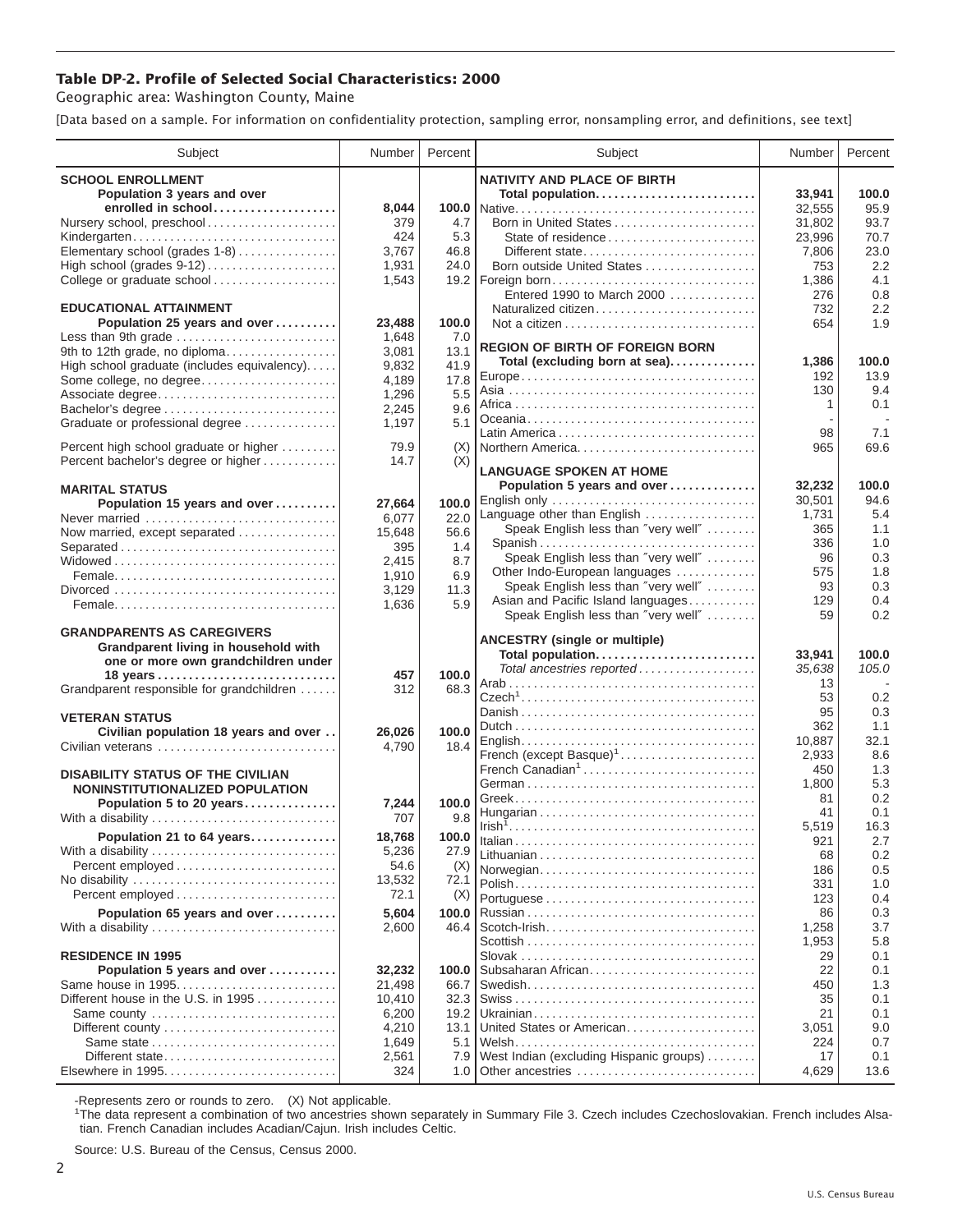# Table DP-2. Profile of Selected Social Characteristics: 2000

Geographic area: Washington County, Maine

[Data based on a sample. For information on confidentiality protection, sampling error, nonsampling error, and definitions, see text]

| Subject | Number | Percent |
|---|---|---|
| **SCHOOL ENROLLMENT** | | |
| **Population 3 years and over enrolled in school** | **8,044** | **100.0** |
| Nursery school, preschool | 379 | 4.7 |
| Kindergarten | 424 | 5.3 |
| Elementary school (grades 1-8) | 3,767 | 46.8 |
| High school (grades 9-12) | 1,931 | 24.0 |
| College or graduate school | 1,543 | 19.2 |
| **EDUCATIONAL ATTAINMENT** | | |
| **Population 25 years and over** | **23,488** | **100.0** |
| Less than 9th grade | 1,648 | 7.0 |
| 9th to 12th grade, no diploma | 3,081 | 13.1 |
| High school graduate (includes equivalency) | 9,832 | 41.9 |
| Some college, no degree | 4,189 | 17.8 |
| Associate degree | 1,296 | 5.5 |
| Bachelor's degree | 2,245 | 9.6 |
| Graduate or professional degree | 1,197 | 5.1 |
| Percent high school graduate or higher | 79.9 | (X) |
| Percent bachelor's degree or higher | 14.7 | (X) |
| **MARITAL STATUS** | | |
| **Population 15 years and over** | **27,664** | **100.0** |
| Never married | 6,077 | 22.0 |
| Now married, except separated | 15,648 | 56.6 |
| Separated | 395 | 1.4 |
| Widowed | 2,415 | 8.7 |
| Female | 1,910 | 6.9 |
| Divorced | 3,129 | 11.3 |
| Female | 1,636 | 5.9 |
| **GRANDPARENTS AS CAREGIVERS** | | |
| **Grandparent living in household with one or more own grandchildren under 18 years** | **457** | **100.0** |
| Grandparent responsible for grandchildren | 312 | 68.3 |
| **VETERAN STATUS** | | |
| **Civilian population 18 years and over** | **26,026** | **100.0** |
| Civilian veterans | 4,790 | 18.4 |
| **DISABILITY STATUS OF THE CIVILIAN NONINSTITUTIONALIZED POPULATION** | | |
| **Population 5 to 20 years** | **7,244** | **100.0** |
| With a disability | 707 | 9.8 |
| **Population 21 to 64 years** | **18,768** | **100.0** |
| With a disability | 5,236 | 27.9 |
| Percent employed | 54.6 | (X) |
| No disability | 13,532 | 72.1 |
| Percent employed | 72.1 | (X) |
| **Population 65 years and over** | **5,604** | **100.0** |
| With a disability | 2,600 | 46.4 |
| **RESIDENCE IN 1995** | | |
| **Population 5 years and over** | **32,232** | **100.0** |
| Same house in 1995 | 21,498 | 66.7 |
| Different house in the U.S. in 1995 | 10,410 | 32.3 |
| Same county | 6,200 | 19.2 |
| Different county | 4,210 | 13.1 |
| Same state | 1,649 | 5.1 |
| Different state | 2,561 | 7.9 |
| Elsewhere in 1995 | 324 | 1.0 |

| Subject | Number | Percent |
|---|---|---|
| **NATIVITY AND PLACE OF BIRTH** | | |
| **Total population** | **33,941** | **100.0** |
| Native | 32,555 | 95.9 |
| Born in United States | 31,802 | 93.7 |
| State of residence | 23,996 | 70.7 |
| Different state | 7,806 | 23.0 |
| Born outside United States | 753 | 2.2 |
| Foreign born | 1,386 | 4.1 |
| Entered 1990 to March 2000 | 276 | 0.8 |
| Naturalized citizen | 732 | 2.2 |
| Not a citizen | 654 | 1.9 |
| **REGION OF BIRTH OF FOREIGN BORN** | | |
| **Total (excluding born at sea)** | **1,386** | **100.0** |
| Europe | 192 | 13.9 |
| Asia | 130 | 9.4 |
| Africa | 1 | 0.1 |
| Oceania | - | - |
| Latin America | 98 | 7.1 |
| Northern America | 965 | 69.6 |
| **LANGUAGE SPOKEN AT HOME** | | |
| **Population 5 years and over** | **32,232** | **100.0** |
| English only | 30,501 | 94.6 |
| Language other than English | 1,731 | 5.4 |
| Speak English less than "very well" | 365 | 1.1 |
| Spanish | 336 | 1.0 |
| Speak English less than "very well" | 96 | 0.3 |
| Other Indo-European languages | 575 | 1.8 |
| Speak English less than "very well" | 93 | 0.3 |
| Asian and Pacific Island languages | 129 | 0.4 |
| Speak English less than "very well" | 59 | 0.2 |
| **ANCESTRY (single or multiple)** | | |
| **Total population** | **33,941** | **100.0** |
| *Total ancestries reported* | *35,638* | *105.0* |
| Arab | 13 | - |
| Czech[1] | 53 | 0.2 |
| Danish | 95 | 0.3 |
| Dutch | 362 | 1.1 |
| English | 10,887 | 32.1 |
| French (except Basque)[1] | 2,933 | 8.6 |
| French Canadian[1] | 450 | 1.3 |
| German | 1,800 | 5.3 |
| Greek | 81 | 0.2 |
| Hungarian | 41 | 0.1 |
| Irish[1] | 5,519 | 16.3 |
| Italian | 921 | 2.7 |
| Lithuanian | 68 | 0.2 |
| Norwegian | 186 | 0.5 |
| Polish | 331 | 1.0 |
| Portuguese | 123 | 0.4 |
| Russian | 86 | 0.3 |
| Scotch-Irish | 1,258 | 3.7 |
| Scottish | 1,953 | 5.8 |
| Slovak | 29 | 0.1 |
| Subsaharan African | 22 | 0.1 |
| Swedish | 450 | 1.3 |
| Swiss | 35 | 0.1 |
| Ukrainian | 21 | 0.1 |
| United States or American | 3,051 | 9.0 |
| Welsh | 224 | 0.7 |
| West Indian (excluding Hispanic groups) | 17 | 0.1 |
| Other ancestries | 4,629 | 13.6 |

-Represents zero or rounds to zero. (X) Not applicable.

[1]The data represent a combination of two ancestries shown separately in Summary File 3. Czech includes Czechoslovakian. French includes Alsatian. French Canadian includes Acadian/Cajun. Irish includes Celtic.

Source: U.S. Bureau of the Census, Census 2000.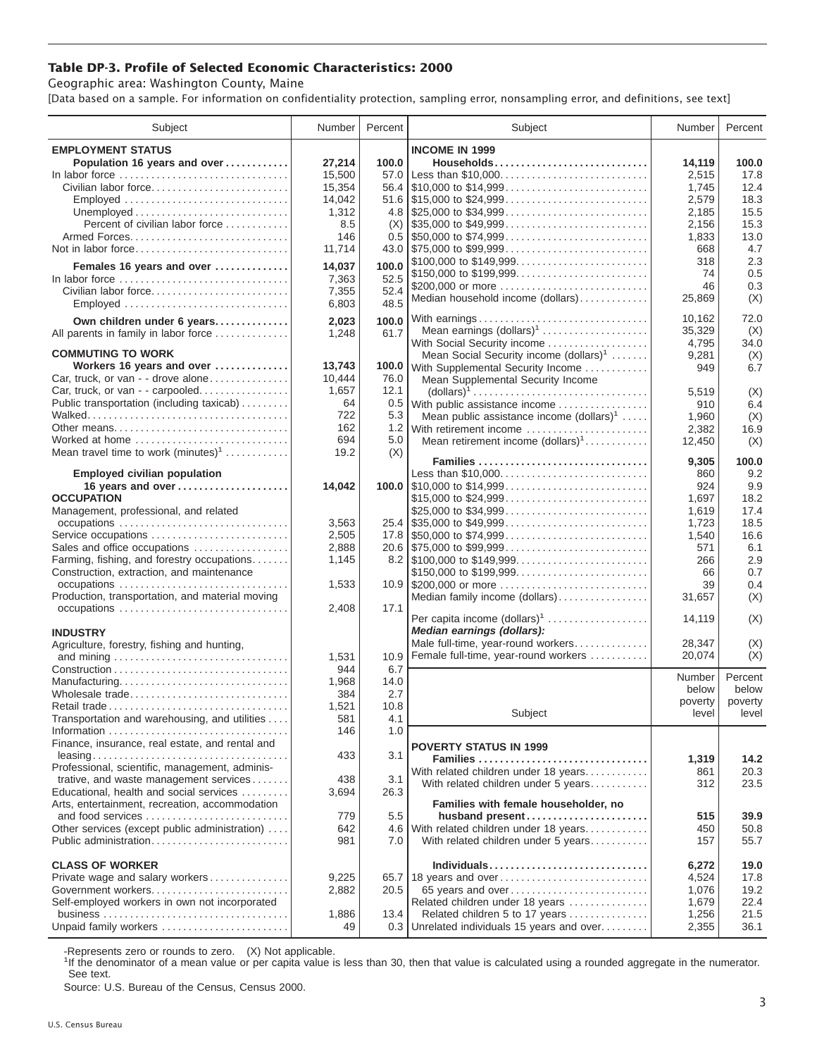## Table DP-3. Profile of Selected Economic Characteristics: 2000

Geographic area: Washington County, Maine

[Data based on a sample. For information on confidentiality protection, sampling error, nonsampling error, and definitions, see text]

| Subject | Number | Percent |
|---|---|---|
| **EMPLOYMENT STATUS** | | |
| **Population 16 years and over** | **27,214** | **100.0** |
| In labor force | 15,500 | 57.0 |
| Civilian labor force | 15,354 | 56.4 |
| Employed | 14,042 | 51.6 |
| Unemployed | 1,312 | 4.8 |
| Percent of civilian labor force | 8.5 | (X) |
| Armed Forces | 146 | 0.5 |
| Not in labor force | 11,714 | 43.0 |
| **Females 16 years and over** | **14,037** | **100.0** |
| In labor force | 7,363 | 52.5 |
| Civilian labor force | 7,355 | 52.4 |
| Employed | 6,803 | 48.5 |
| **Own children under 6 years** | **2,023** | **100.0** |
| All parents in family in labor force | 1,248 | 61.7 |
| **COMMUTING TO WORK** | | |
| **Workers 16 years and over** | **13,743** | **100.0** |
| Car, truck, or van - - drove alone | 10,444 | 76.0 |
| Car, truck, or van - - carpooled | 1,657 | 12.1 |
| Public transportation (including taxicab) | 64 | 0.5 |
| Walked | 722 | 5.3 |
| Other means | 162 | 1.2 |
| Worked at home | 694 | 5.0 |
| Mean travel time to work (minutes)[1] | 19.2 | (X) |
| **Employed civilian population 16 years and over** | **14,042** | **100.0** |
| **OCCUPATION** | | |
| Management, professional, and related occupations | 3,563 | 25.4 |
| Service occupations | 2,505 | 17.8 |
| Sales and office occupations | 2,888 | 20.6 |
| Farming, fishing, and forestry occupations | 1,145 | 8.2 |
| Construction, extraction, and maintenance occupations | 1,533 | 10.9 |
| Production, transportation, and material moving occupations | 2,408 | 17.1 |
| **INDUSTRY** | | |
| Agriculture, forestry, fishing and hunting, and mining | 1,531 | 10.9 |
| Construction | 944 | 6.7 |
| Manufacturing | 1,968 | 14.0 |
| Wholesale trade | 384 | 2.7 |
| Retail trade | 1,521 | 10.8 |
| Transportation and warehousing, and utilities | 581 | 4.1 |
| Information | 146 | 1.0 |
| Finance, insurance, real estate, and rental and leasing | 433 | 3.1 |
| Professional, scientific, management, administrative, and waste management services | 438 | 3.1 |
| Educational, health and social services | 3,694 | 26.3 |
| Arts, entertainment, recreation, accommodation and food services | 779 | 5.5 |
| Other services (except public administration) | 642 | 4.6 |
| Public administration | 981 | 7.0 |
| **CLASS OF WORKER** | | |
| Private wage and salary workers | 9,225 | 65.7 |
| Government workers | 2,882 | 20.5 |
| Self-employed workers in own not incorporated business | 1,886 | 13.4 |
| Unpaid family workers | 49 | 0.3 |

| Subject | Number | Percent |
|---|---|---|
| **INCOME IN 1999** | | |
| **Households** | **14,119** | **100.0** |
| Less than $10,000 | 2,515 | 17.8 |
| $10,000 to $14,999 | 1,745 | 12.4 |
| $15,000 to $24,999 | 2,579 | 18.3 |
| $25,000 to $34,999 | 2,185 | 15.5 |
| $35,000 to $49,999 | 2,156 | 15.3 |
| $50,000 to $74,999 | 1,833 | 13.0 |
| $75,000 to $99,999 | 668 | 4.7 |
| $100,000 to $149,999 | 318 | 2.3 |
| $150,000 to $199,999 | 74 | 0.5 |
| $200,000 or more | 46 | 0.3 |
| Median household income (dollars) | 25,869 | (X) |
| With earnings | 10,162 | 72.0 |
| Mean earnings (dollars)[1] | 35,329 | (X) |
| With Social Security income | 4,795 | 34.0 |
| Mean Social Security income (dollars)[1] | 9,281 | (X) |
| With Supplemental Security Income | 949 | 6.7 |
| Mean Supplemental Security Income (dollars)[1] | 5,519 | (X) |
| With public assistance income | 910 | 6.4 |
| Mean public assistance income (dollars)[1] | 1,960 | (X) |
| With retirement income | 2,382 | 16.9 |
| Mean retirement income (dollars)[1] | 12,450 | (X) |
| **Families** | **9,305** | **100.0** |
| Less than $10,000 | 860 | 9.2 |
| $10,000 to $14,999 | 924 | 9.9 |
| $15,000 to $24,999 | 1,697 | 18.2 |
| $25,000 to $34,999 | 1,619 | 17.4 |
| $35,000 to $49,999 | 1,723 | 18.5 |
| $50,000 to $74,999 | 1,540 | 16.6 |
| $75,000 to $99,999 | 571 | 6.1 |
| $100,000 to $149,999 | 266 | 2.9 |
| $150,000 to $199,999 | 66 | 0.7 |
| $200,000 or more | 39 | 0.4 |
| Median family income (dollars) | 31,657 | (X) |
| Per capita income (dollars)[1] | 14,119 | (X) |
| ***Median earnings (dollars):*** | | |
| Male full-time, year-round workers | 28,347 | (X) |
| Female full-time, year-round workers | 20,074 | (X) |

| Subject | Number below poverty level | Percent below poverty level |
|---|---|---|
| **POVERTY STATUS IN 1999** | | |
| **Families** | **1,319** | **14.2** |
| With related children under 18 years | 861 | 20.3 |
| With related children under 5 years | 312 | 23.5 |
| **Families with female householder, no husband present** | **515** | **39.9** |
| With related children under 18 years | 450 | 50.8 |
| With related children under 5 years | 157 | 55.7 |
| **Individuals** | **6,272** | **19.0** |
| 18 years and over | 4,524 | 17.8 |
| 65 years and over | 1,076 | 19.2 |
| Related children under 18 years | 1,679 | 22.4 |
| Related children 5 to 17 years | 1,256 | 21.5 |
| Unrelated individuals 15 years and over | 2,355 | 36.1 |

-Represents zero or rounds to zero. (X) Not applicable.

[1]If the denominator of a mean value or per capita value is less than 30, then that value is calculated using a rounded aggregate in the numerator. See text.

Source: U.S. Bureau of the Census, Census 2000.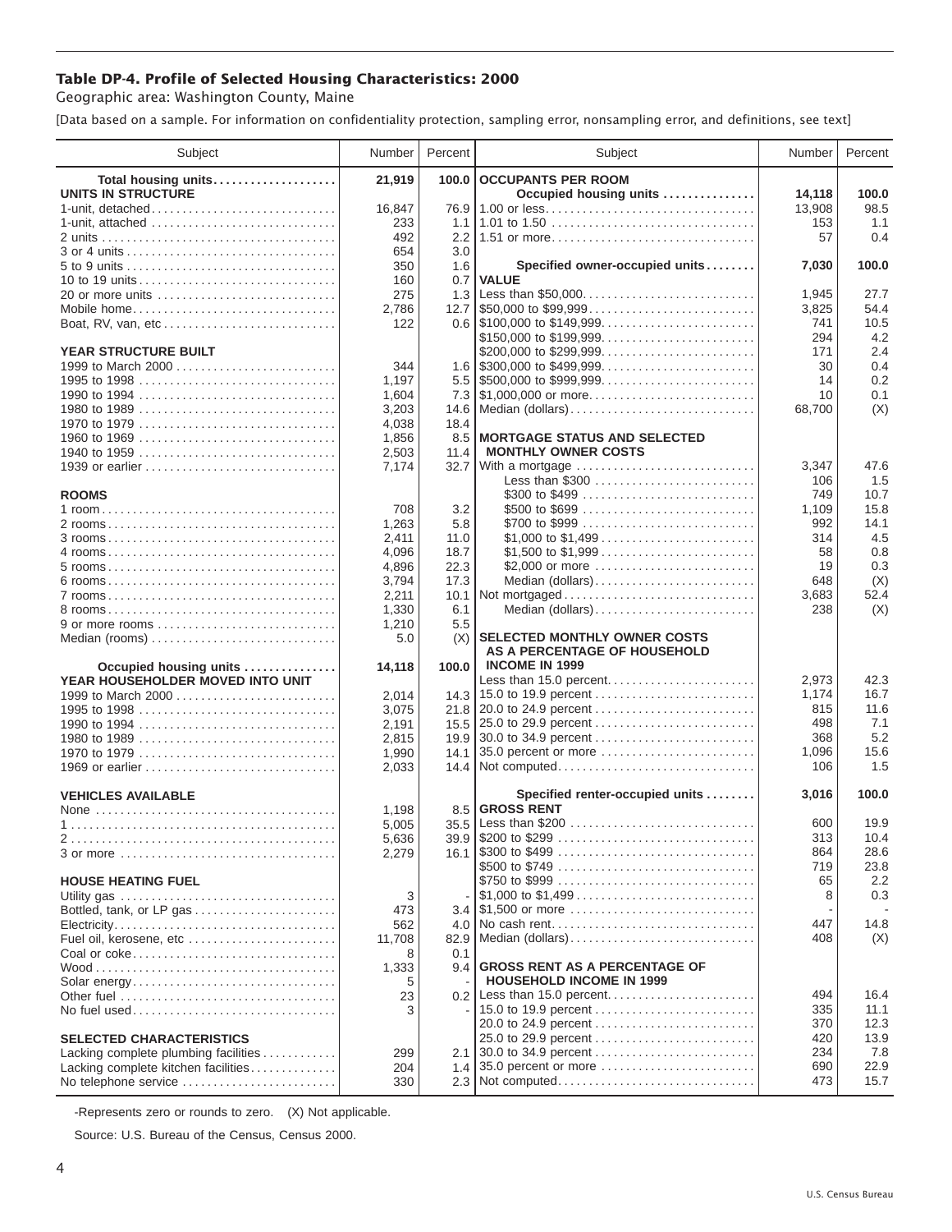## Table DP-4. Profile of Selected Housing Characteristics: 2000

Geographic area: Washington County, Maine

[Data based on a sample. For information on confidentiality protection, sampling error, nonsampling error, and definitions, see text]

| Subject | Number | Percent | Subject | Number | Percent |
|---|---|---|---|---|---|
| **Total housing units** | **21,919** | **100.0** | **OCCUPANTS PER ROOM** | | |
| **UNITS IN STRUCTURE** | | | **Occupied housing units** | **14,118** | **100.0** |
| 1-unit, detached | 16,847 | 76.9 | 1.00 or less | 13,908 | 98.5 |
| 1-unit, attached | 233 | 1.1 | 1.01 to 1.50 | 153 | 1.1 |
| 2 units | 492 | 2.2 | 1.51 or more | 57 | 0.4 |
| 3 or 4 units | 654 | 3.0 | | | |
| 5 to 9 units | 350 | 1.6 | **Specified owner-occupied units** | **7,030** | **100.0** |
| 10 to 19 units | 160 | 0.7 | **VALUE** | | |
| 20 or more units | 275 | 1.3 | Less than $50,000 | 1,945 | 27.7 |
| Mobile home | 2,786 | 12.7 | $50,000 to $99,999 | 3,825 | 54.4 |
| Boat, RV, van, etc | 122 | 0.6 | $100,000 to $149,999 | 741 | 10.5 |
| | | | $150,000 to $199,999 | 294 | 4.2 |
| **YEAR STRUCTURE BUILT** | | | $200,000 to $299,999 | 171 | 2.4 |
| 1999 to March 2000 | 344 | 1.6 | $300,000 to $499,999 | 30 | 0.4 |
| 1995 to 1998 | 1,197 | 5.5 | $500,000 to $999,999 | 14 | 0.2 |
| 1990 to 1994 | 1,604 | 7.3 | $1,000,000 or more | 10 | 0.1 |
| 1980 to 1989 | 3,203 | 14.6 | Median (dollars) | 68,700 | (X) |
| 1970 to 1979 | 4,038 | 18.4 | | | |
| 1960 to 1969 | 1,856 | 8.5 | **MORTGAGE STATUS AND SELECTED MONTHLY OWNER COSTS** | | |
| 1940 to 1959 | 2,503 | 11.4 | | | |
| 1939 or earlier | 7,174 | 32.7 | With a mortgage | 3,347 | 47.6 |
| | | | Less than $300 | 106 | 1.5 |
| **ROOMS** | | | $300 to $499 | 749 | 10.7 |
| 1 room | 708 | 3.2 | $500 to $699 | 1,109 | 15.8 |
| 2 rooms | 1,263 | 5.8 | $700 to $999 | 992 | 14.1 |
| 3 rooms | 2,411 | 11.0 | $1,000 to $1,499 | 314 | 4.5 |
| 4 rooms | 4,096 | 18.7 | $1,500 to $1,999 | 58 | 0.8 |
| 5 rooms | 4,896 | 22.3 | $2,000 or more | 19 | 0.3 |
| 6 rooms | 3,794 | 17.3 | Median (dollars) | 648 | (X) |
| 7 rooms | 2,211 | 10.1 | Not mortgaged | 3,683 | 52.4 |
| 8 rooms | 1,330 | 6.1 | Median (dollars) | 238 | (X) |
| 9 or more rooms | 1,210 | 5.5 | | | |
| Median (rooms) | 5.0 | (X) | **SELECTED MONTHLY OWNER COSTS AS A PERCENTAGE OF HOUSEHOLD INCOME IN 1999** | | |
| **Occupied housing units** | **14,118** | **100.0** | | | |
| **YEAR HOUSEHOLDER MOVED INTO UNIT** | | | Less than 15.0 percent | 2,973 | 42.3 |
| 1999 to March 2000 | 2,014 | 14.3 | 15.0 to 19.9 percent | 1,174 | 16.7 |
| 1995 to 1998 | 3,075 | 21.8 | 20.0 to 24.9 percent | 815 | 11.6 |
| 1990 to 1994 | 2,191 | 15.5 | 25.0 to 29.9 percent | 498 | 7.1 |
| 1980 to 1989 | 2,815 | 19.9 | 30.0 to 34.9 percent | 368 | 5.2 |
| 1970 to 1979 | 1,990 | 14.1 | 35.0 percent or more | 1,096 | 15.6 |
| 1969 or earlier | 2,033 | 14.4 | Not computed | 106 | 1.5 |
| | | | | | |
| **VEHICLES AVAILABLE** | | | **Specified renter-occupied units** | **3,016** | **100.0** |
| None | 1,198 | 8.5 | **GROSS RENT** | | |
| 1 | 5,005 | 35.5 | Less than $200 | 600 | 19.9 |
| 2 | 5,636 | 39.9 | $200 to $299 | 313 | 10.4 |
| 3 or more | 2,279 | 16.1 | $300 to $499 | 864 | 28.6 |
| | | | $500 to $749 | 719 | 23.8 |
| **HOUSE HEATING FUEL** | | | $750 to $999 | 65 | 2.2 |
| Utility gas | 3 | - | $1,000 to $1,499 | 8 | 0.3 |
| Bottled, tank, or LP gas | 473 | 3.4 | $1,500 or more | - | - |
| Electricity | 562 | 4.0 | No cash rent | 447 | 14.8 |
| Fuel oil, kerosene, etc | 11,708 | 82.9 | Median (dollars) | 408 | (X) |
| Coal or coke | 8 | 0.1 | | | |
| Wood | 1,333 | 9.4 | **GROSS RENT AS A PERCENTAGE OF HOUSEHOLD INCOME IN 1999** | | |
| Solar energy | 5 | - | | | |
| Other fuel | 23 | 0.2 | Less than 15.0 percent | 494 | 16.4 |
| No fuel used | 3 | - | 15.0 to 19.9 percent | 335 | 11.1 |
| | | | 20.0 to 24.9 percent | 370 | 12.3 |
| **SELECTED CHARACTERISTICS** | | | 25.0 to 29.9 percent | 420 | 13.9 |
| Lacking complete plumbing facilities | 299 | 2.1 | 30.0 to 34.9 percent | 234 | 7.8 |
| Lacking complete kitchen facilities | 204 | 1.4 | 35.0 percent or more | 690 | 22.9 |
| No telephone service | 330 | 2.3 | Not computed | 473 | 15.7 |

-Represents zero or rounds to zero. (X) Not applicable.

Source: U.S. Bureau of the Census, Census 2000.